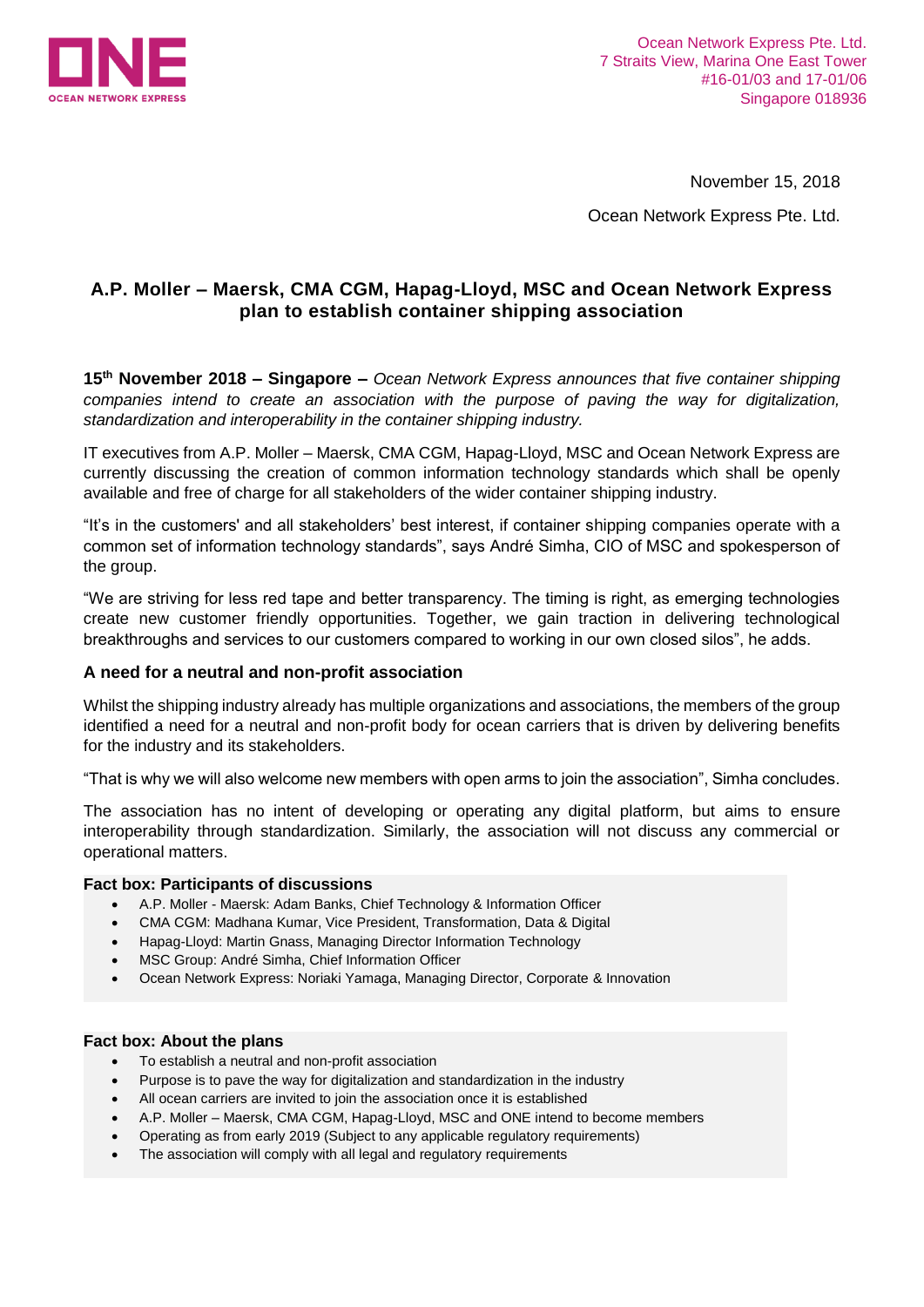Ocean Network Express Pte. Ltd.
7 Straits View, Marina One East Tower
#16-01/03 and 17-01/06
Singapore 018936

November 15, 2018

Ocean Network Express Pte. Ltd.

# A.P. Moller – Maersk, CMA CGM, Hapag-Lloyd, MSC and Ocean Network Express plan to establish container shipping association

**15th November 2018 – Singapore –** *Ocean Network Express announces that five container shipping companies intend to create an association with the purpose of paving the way for digitalization, standardization and interoperability in the container shipping industry.*

IT executives from A.P. Moller – Maersk, CMA CGM, Hapag-Lloyd, MSC and Ocean Network Express are currently discussing the creation of common information technology standards which shall be openly available and free of charge for all stakeholders of the wider container shipping industry.

"It's in the customers' and all stakeholders' best interest, if container shipping companies operate with a common set of information technology standards", says André Simha, CIO of MSC and spokesperson of the group.

"We are striving for less red tape and better transparency. The timing is right, as emerging technologies create new customer friendly opportunities. Together, we gain traction in delivering technological breakthroughs and services to our customers compared to working in our own closed silos", he adds.

### A need for a neutral and non-profit association

Whilst the shipping industry already has multiple organizations and associations, the members of the group identified a need for a neutral and non-profit body for ocean carriers that is driven by delivering benefits for the industry and its stakeholders.

"That is why we will also welcome new members with open arms to join the association", Simha concludes.

The association has no intent of developing or operating any digital platform, but aims to ensure interoperability through standardization. Similarly, the association will not discuss any commercial or operational matters.

**Fact box: Participants of discussions**

- A.P. Moller - Maersk: Adam Banks, Chief Technology & Information Officer
- CMA CGM: Madhana Kumar, Vice President, Transformation, Data & Digital
- Hapag-Lloyd: Martin Gnass, Managing Director Information Technology
- MSC Group: André Simha, Chief Information Officer
- Ocean Network Express: Noriaki Yamaga, Managing Director, Corporate & Innovation

**Fact box: About the plans**

- To establish a neutral and non-profit association
- Purpose is to pave the way for digitalization and standardization in the industry
- All ocean carriers are invited to join the association once it is established
- A.P. Moller – Maersk, CMA CGM, Hapag-Lloyd, MSC and ONE intend to become members
- Operating as from early 2019 (Subject to any applicable regulatory requirements)
- The association will comply with all legal and regulatory requirements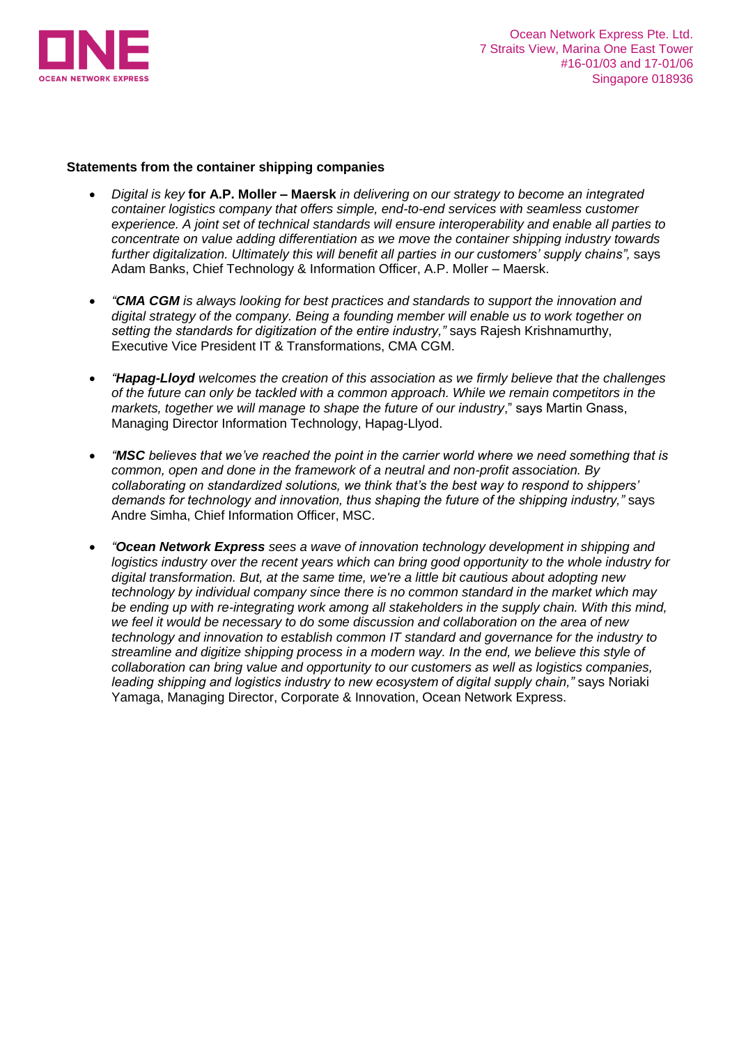**Statements from the container shipping companies**

- *Digital is key* **for A.P. Moller – Maersk** *in delivering on our strategy to become an integrated container logistics company that offers simple, end-to-end services with seamless customer experience. A joint set of technical standards will ensure interoperability and enable all parties to concentrate on value adding differentiation as we move the container shipping industry towards further digitalization. Ultimately this will benefit all parties in our customers' supply chains",* says Adam Banks, Chief Technology & Information Officer, A.P. Moller – Maersk.

- *"**CMA CGM** is always looking for best practices and standards to support the innovation and digital strategy of the company. Being a founding member will enable us to work together on setting the standards for digitization of the entire industry,"* says Rajesh Krishnamurthy, Executive Vice President IT & Transformations, CMA CGM.

- *"**Hapag-Lloyd** welcomes the creation of this association as we firmly believe that the challenges of the future can only be tackled with a common approach. While we remain competitors in the markets, together we will manage to shape the future of our industry*," says Martin Gnass, Managing Director Information Technology, Hapag-Llyod.

- *"**MSC** believes that we've reached the point in the carrier world where we need something that is common, open and done in the framework of a neutral and non-profit association. By collaborating on standardized solutions, we think that's the best way to respond to shippers' demands for technology and innovation, thus shaping the future of the shipping industry,"* says Andre Simha, Chief Information Officer, MSC.

- *"**Ocean Network Express** sees a wave of innovation technology development in shipping and logistics industry over the recent years which can bring good opportunity to the whole industry for digital transformation. But, at the same time, we're a little bit cautious about adopting new technology by individual company since there is no common standard in the market which may be ending up with re-integrating work among all stakeholders in the supply chain. With this mind, we feel it would be necessary to do some discussion and collaboration on the area of new technology and innovation to establish common IT standard and governance for the industry to streamline and digitize shipping process in a modern way. In the end, we believe this style of collaboration can bring value and opportunity to our customers as well as logistics companies, leading shipping and logistics industry to new ecosystem of digital supply chain,"* says Noriaki Yamaga, Managing Director, Corporate & Innovation, Ocean Network Express.